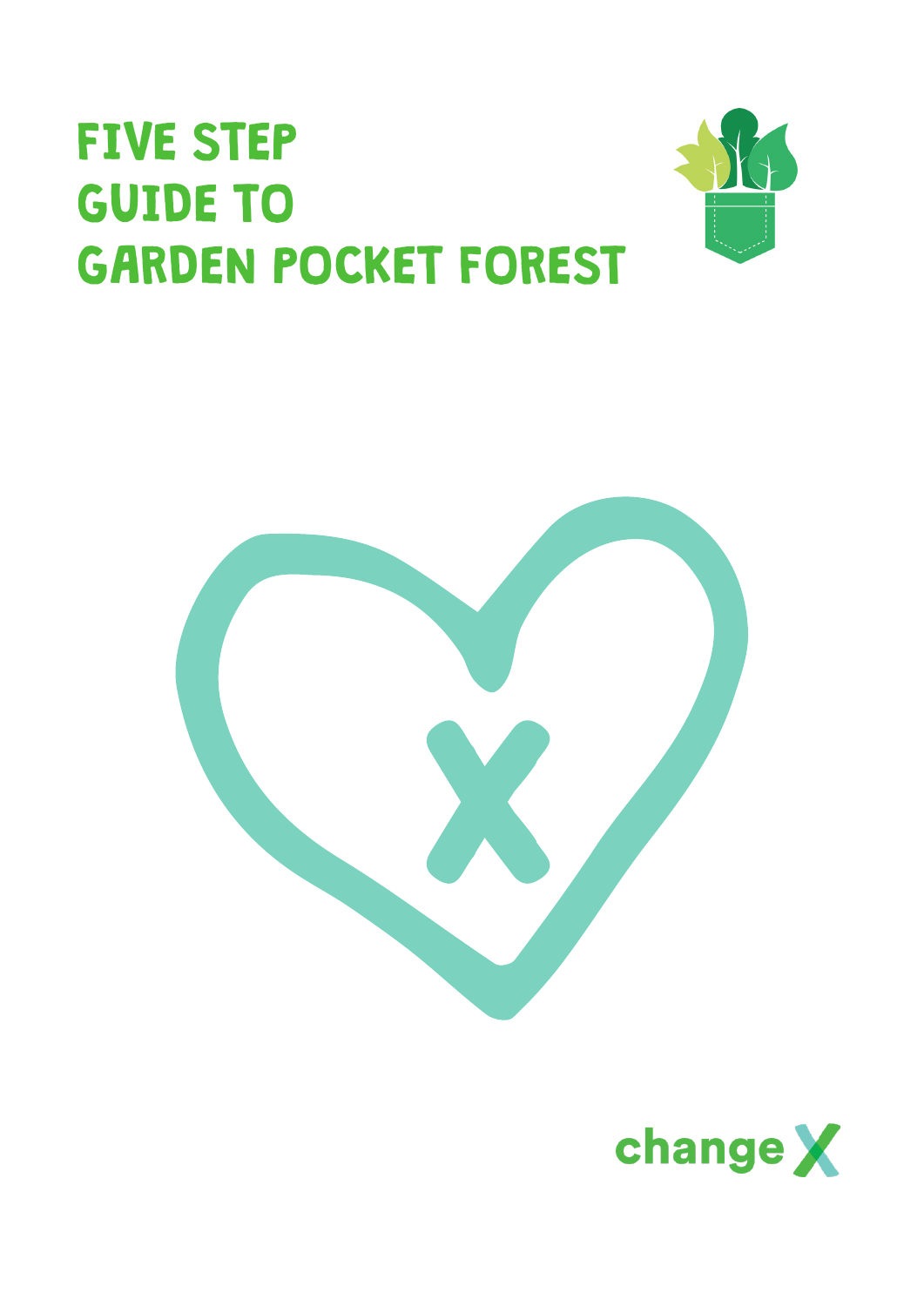# FIVE STEP GUIDE TO GARDEN POCKET FOREST

changeX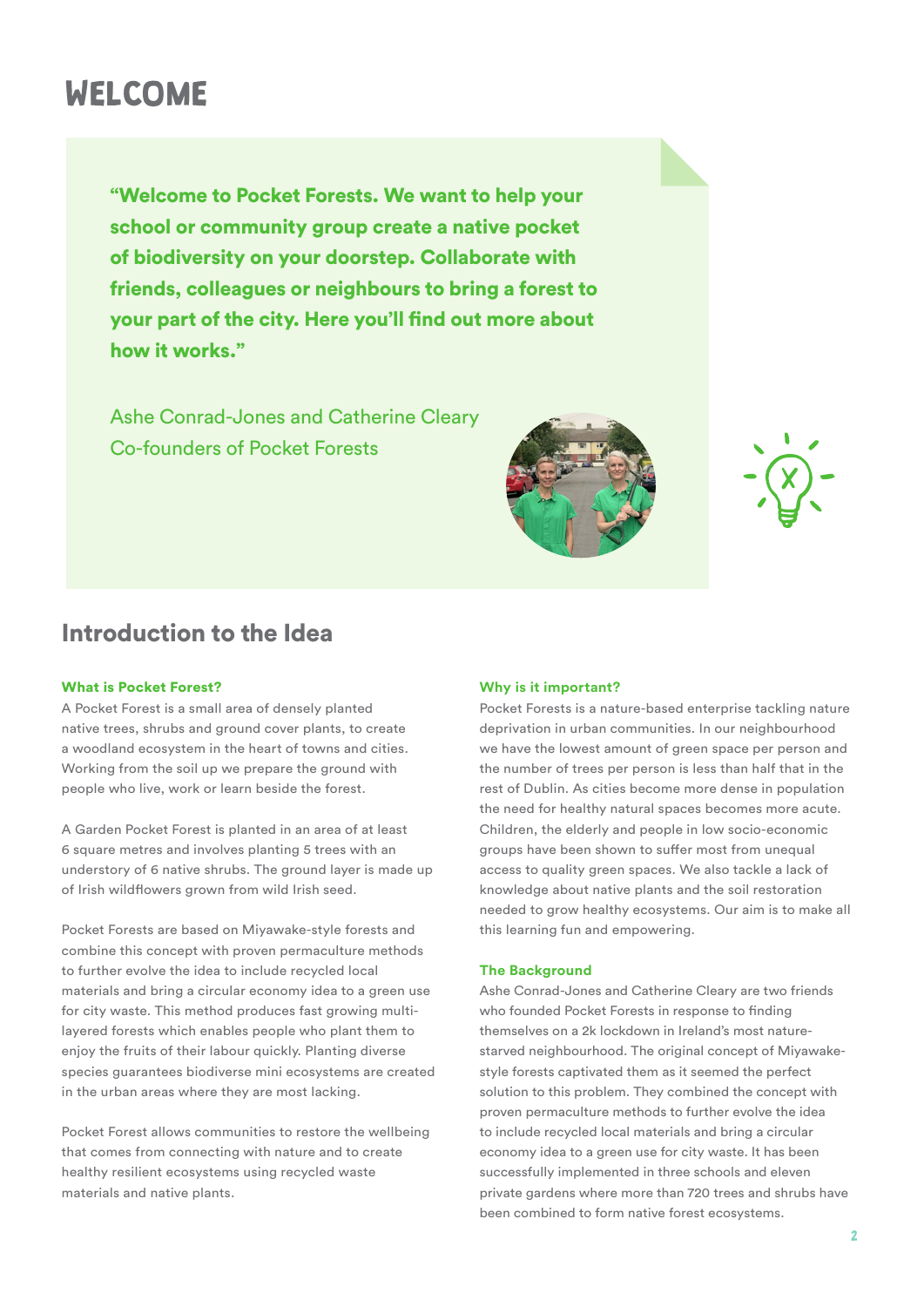# WELCOME

**"Welcome to Pocket Forests. We want to help your school or community group create a native pocket of biodiversity on your doorstep. Collaborate with friends, colleagues or neighbours to bring a forest to your part of the city. Here you'll find out more about how it works."**

Ashe Conrad-Jones and Catherine Cleary
Co-founders of Pocket Forests

## Introduction to the Idea

### What is Pocket Forest?

A Pocket Forest is a small area of densely planted native trees, shrubs and ground cover plants, to create a woodland ecosystem in the heart of towns and cities. Working from the soil up we prepare the ground with people who live, work or learn beside the forest.

A Garden Pocket Forest is planted in an area of at least 6 square metres and involves planting 5 trees with an understory of 6 native shrubs. The ground layer is made up of Irish wildflowers grown from wild Irish seed.

Pocket Forests are based on Miyawake-style forests and combine this concept with proven permaculture methods to further evolve the idea to include recycled local materials and bring a circular economy idea to a green use for city waste. This method produces fast growing multi-layered forests which enables people who plant them to enjoy the fruits of their labour quickly. Planting diverse species guarantees biodiverse mini ecosystems are created in the urban areas where they are most lacking.

Pocket Forest allows communities to restore the wellbeing that comes from connecting with nature and to create healthy resilient ecosystems using recycled waste materials and native plants.

### Why is it important?

Pocket Forests is a nature-based enterprise tackling nature deprivation in urban communities. In our neighbourhood we have the lowest amount of green space per person and the number of trees per person is less than half that in the rest of Dublin. As cities become more dense in population the need for healthy natural spaces becomes more acute. Children, the elderly and people in low socio-economic groups have been shown to suffer most from unequal access to quality green spaces. We also tackle a lack of knowledge about native plants and the soil restoration needed to grow healthy ecosystems. Our aim is to make all this learning fun and empowering.

### The Background

Ashe Conrad-Jones and Catherine Cleary are two friends who founded Pocket Forests in response to finding themselves on a 2k lockdown in Ireland's most nature-starved neighbourhood. The original concept of Miyawake-style forests captivated them as it seemed the perfect solution to this problem. They combined the concept with proven permaculture methods to further evolve the idea to include recycled local materials and bring a circular economy idea to a green use for city waste. It has been successfully implemented in three schools and eleven private gardens where more than 720 trees and shrubs have been combined to form native forest ecosystems.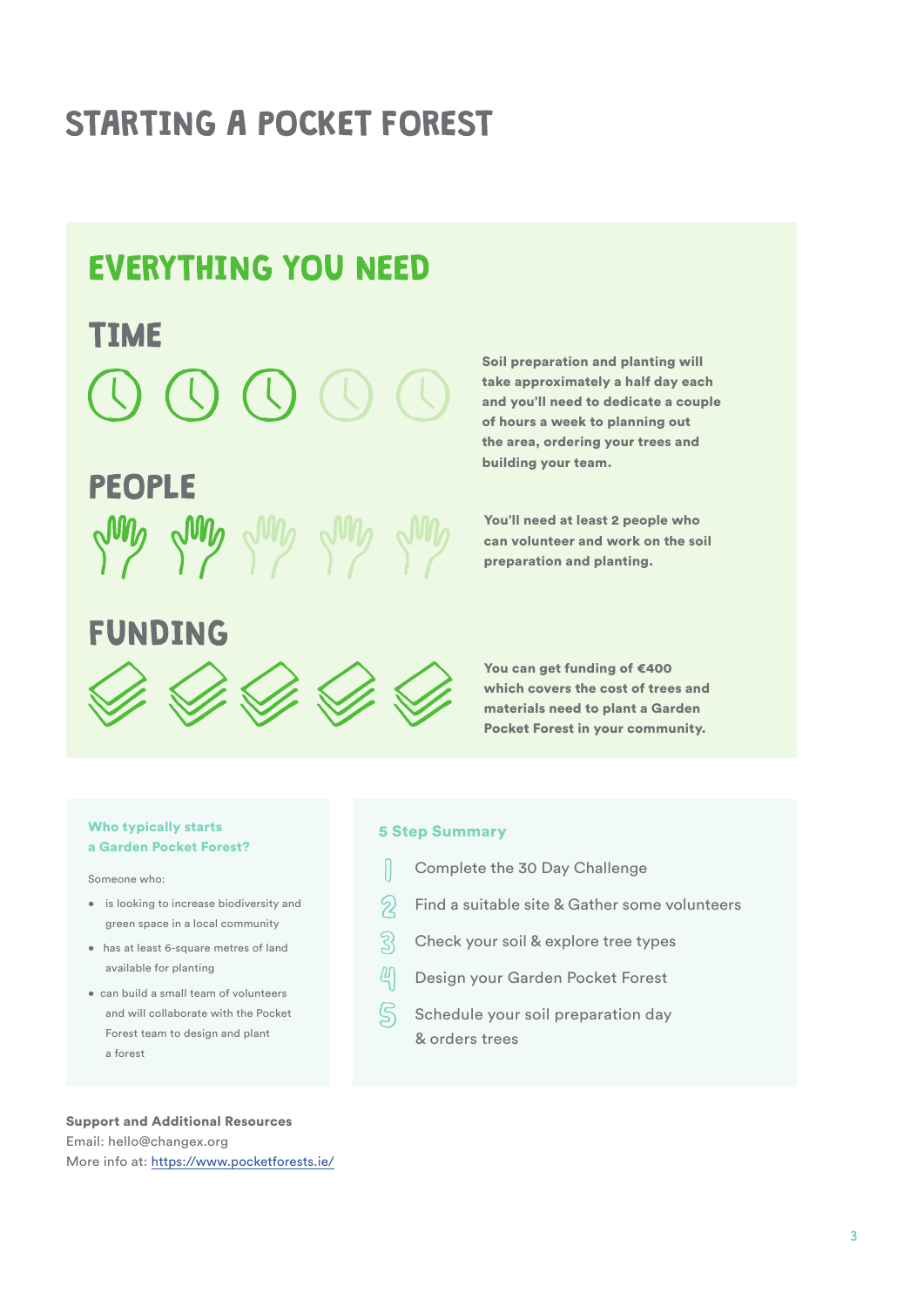# STARTING A POCKET FOREST

## EVERYTHING YOU NEED

### TIME

**Soil preparation and planting will take approximately a half day each and you'll need to dedicate a couple of hours a week to planning out the area, ordering your trees and building your team.**

### PEOPLE

**You'll need at least 2 people who can volunteer and work on the soil preparation and planting.**

### FUNDING

**You can get funding of €400 which covers the cost of trees and materials need to plant a Garden Pocket Forest in your community.**

### Who typically starts a Garden Pocket Forest?

Someone who:

- is looking to increase biodiversity and green space in a local community
- has at least 6-square metres of land available for planting
- can build a small team of volunteers and will collaborate with the Pocket Forest team to design and plant a forest

### 5 Step Summary

1. Complete the 30 Day Challenge
2. Find a suitable site & Gather some volunteers
3. Check your soil & explore tree types
4. Design your Garden Pocket Forest
5. Schedule your soil preparation day & orders trees

**Support and Additional Resources**
Email: hello@changex.org
More info at: https://www.pocketforests.ie/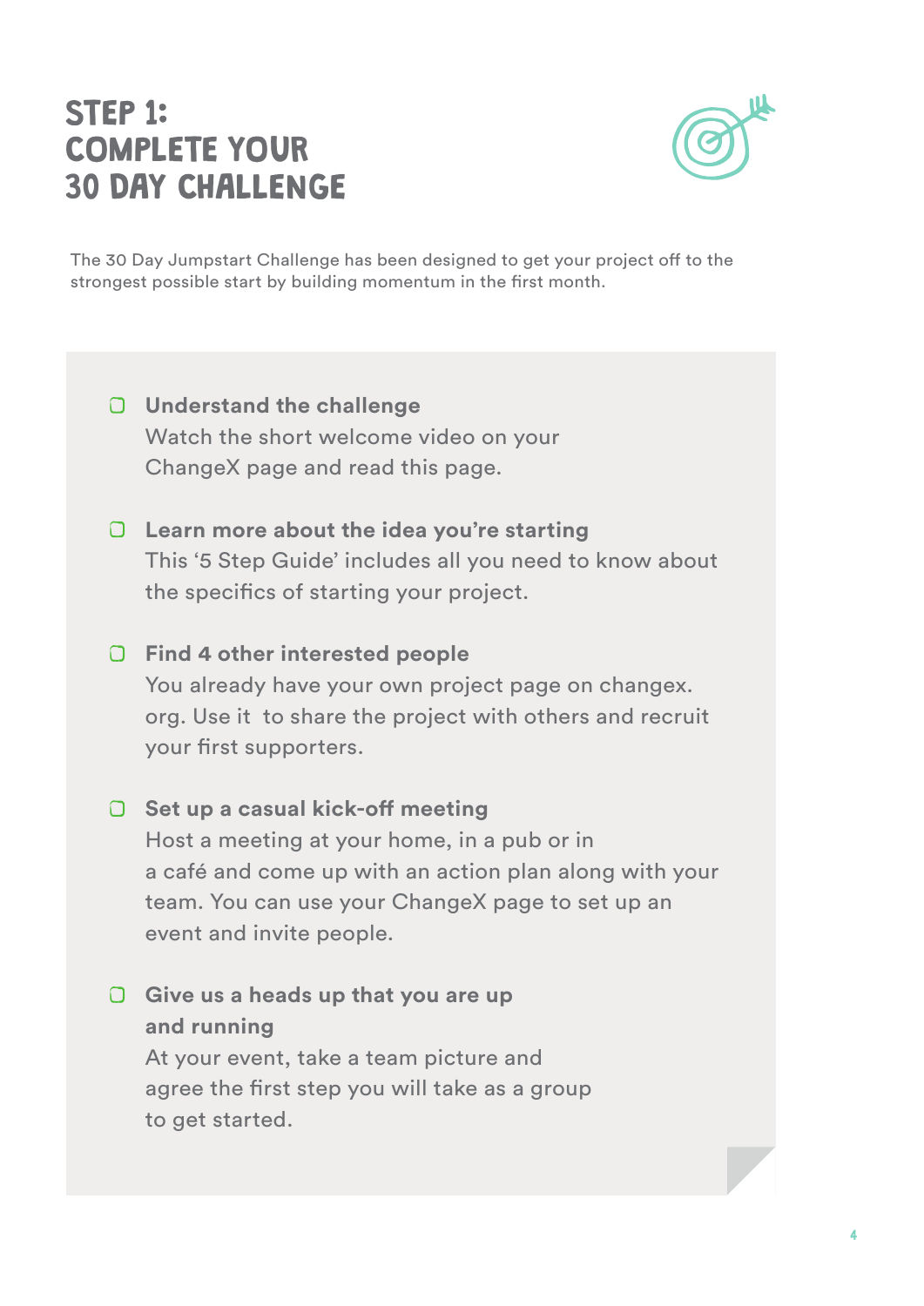# STEP 1: COMPLETE YOUR 30 DAY CHALLENGE

The 30 Day Jumpstart Challenge has been designed to get your project off to the strongest possible start by building momentum in the first month.

- [ ] **Understand the challenge**
  Watch the short welcome video on your ChangeX page and read this page.

- [ ] **Learn more about the idea you're starting**
  This '5 Step Guide' includes all you need to know about the specifics of starting your project.

- [ ] **Find 4 other interested people**
  You already have your own project page on changex.org. Use it to share the project with others and recruit your first supporters.

- [ ] **Set up a casual kick-off meeting**
  Host a meeting at your home, in a pub or in a café and come up with an action plan along with your team. You can use your ChangeX page to set up an event and invite people.

- [ ] **Give us a heads up that you are up and running**
  At your event, take a team picture and agree the first step you will take as a group to get started.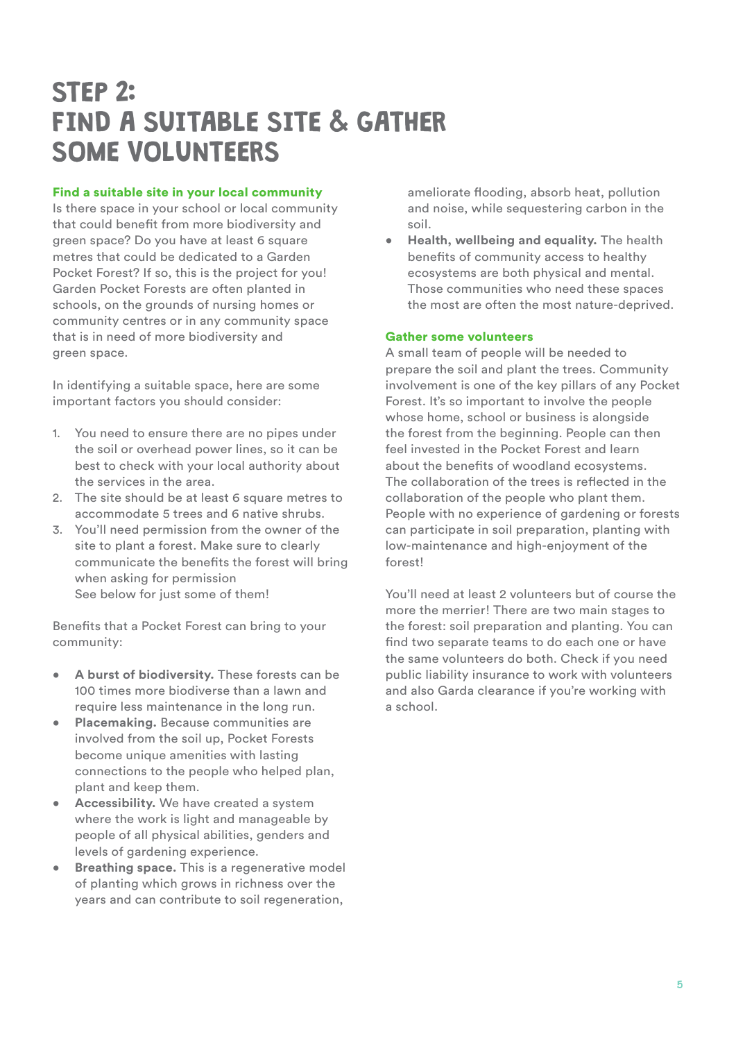# STEP 2: FIND A SUITABLE SITE & GATHER SOME VOLUNTEERS

## Find a suitable site in your local community

Is there space in your school or local community that could benefit from more biodiversity and green space? Do you have at least 6 square metres that could be dedicated to a Garden Pocket Forest? If so, this is the project for you! Garden Pocket Forests are often planted in schools, on the grounds of nursing homes or community centres or in any community space that is in need of more biodiversity and green space.

In identifying a suitable space, here are some important factors you should consider:

1. You need to ensure there are no pipes under the soil or overhead power lines, so it can be best to check with your local authority about the services in the area.
2. The site should be at least 6 square metres to accommodate 5 trees and 6 native shrubs.
3. You'll need permission from the owner of the site to plant a forest. Make sure to clearly communicate the benefits the forest will bring when asking for permission
   See below for just some of them!

Benefits that a Pocket Forest can bring to your community:

- **A burst of biodiversity.** These forests can be 100 times more biodiverse than a lawn and require less maintenance in the long run.
- **Placemaking.** Because communities are involved from the soil up, Pocket Forests become unique amenities with lasting connections to the people who helped plan, plant and keep them.
- **Accessibility.** We have created a system where the work is light and manageable by people of all physical abilities, genders and levels of gardening experience.
- **Breathing space.** This is a regenerative model of planting which grows in richness over the years and can contribute to soil regeneration, ameliorate flooding, absorb heat, pollution and noise, while sequestering carbon in the soil.
- **Health, wellbeing and equality.** The health benefits of community access to healthy ecosystems are both physical and mental. Those communities who need these spaces the most are often the most nature-deprived.

## Gather some volunteers

A small team of people will be needed to prepare the soil and plant the trees. Community involvement is one of the key pillars of any Pocket Forest. It's so important to involve the people whose home, school or business is alongside the forest from the beginning. People can then feel invested in the Pocket Forest and learn about the benefits of woodland ecosystems. The collaboration of the trees is reflected in the collaboration of the people who plant them. People with no experience of gardening or forests can participate in soil preparation, planting with low-maintenance and high-enjoyment of the forest!

You'll need at least 2 volunteers but of course the more the merrier! There are two main stages to the forest: soil preparation and planting. You can find two separate teams to do each one or have the same volunteers do both. Check if you need public liability insurance to work with volunteers and also Garda clearance if you're working with a school.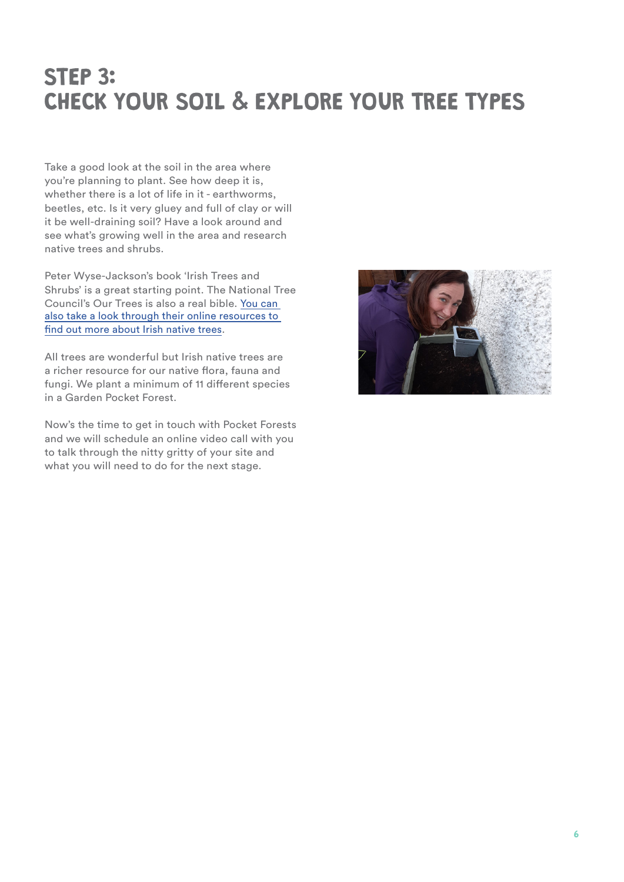# STEP 3: CHECK YOUR SOIL & EXPLORE YOUR TREE TYPES

Take a good look at the soil in the area where you're planning to plant. See how deep it is, whether there is a lot of life in it - earthworms, beetles, etc. Is it very gluey and full of clay or will it be well-draining soil? Have a look around and see what's growing well in the area and research native trees and shrubs.

Peter Wyse-Jackson's book 'Irish Trees and Shrubs' is a great starting point. The National Tree Council's Our Trees is also a real bible. You can also take a look through their online resources to find out more about Irish native trees.

All trees are wonderful but Irish native trees are a richer resource for our native flora, fauna and fungi. We plant a minimum of 11 different species in a Garden Pocket Forest.

Now's the time to get in touch with Pocket Forests and we will schedule an online video call with you to talk through the nitty gritty of your site and what you will need to do for the next stage.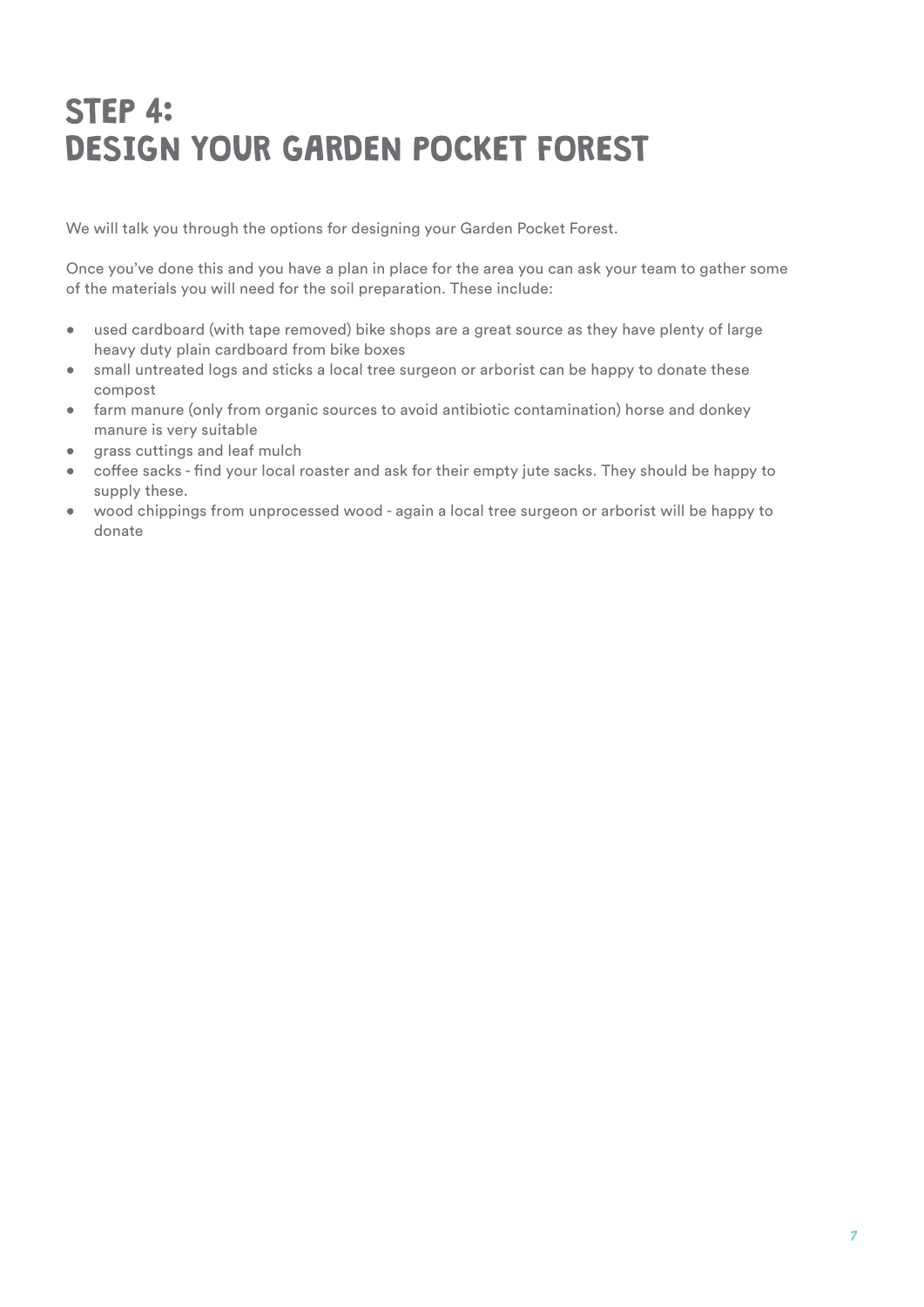# STEP 4: DESIGN YOUR GARDEN POCKET FOREST

We will talk you through the options for designing your Garden Pocket Forest.

Once you've done this and you have a plan in place for the area you can ask your team to gather some of the materials you will need for the soil preparation. These include:

- used cardboard (with tape removed) bike shops are a great source as they have plenty of large heavy duty plain cardboard from bike boxes
- small untreated logs and sticks a local tree surgeon or arborist can be happy to donate these compost
- farm manure (only from organic sources to avoid antibiotic contamination) horse and donkey manure is very suitable
- grass cuttings and leaf mulch
- coffee sacks - find your local roaster and ask for their empty jute sacks. They should be happy to supply these.
- wood chippings from unprocessed wood - again a local tree surgeon or arborist will be happy to donate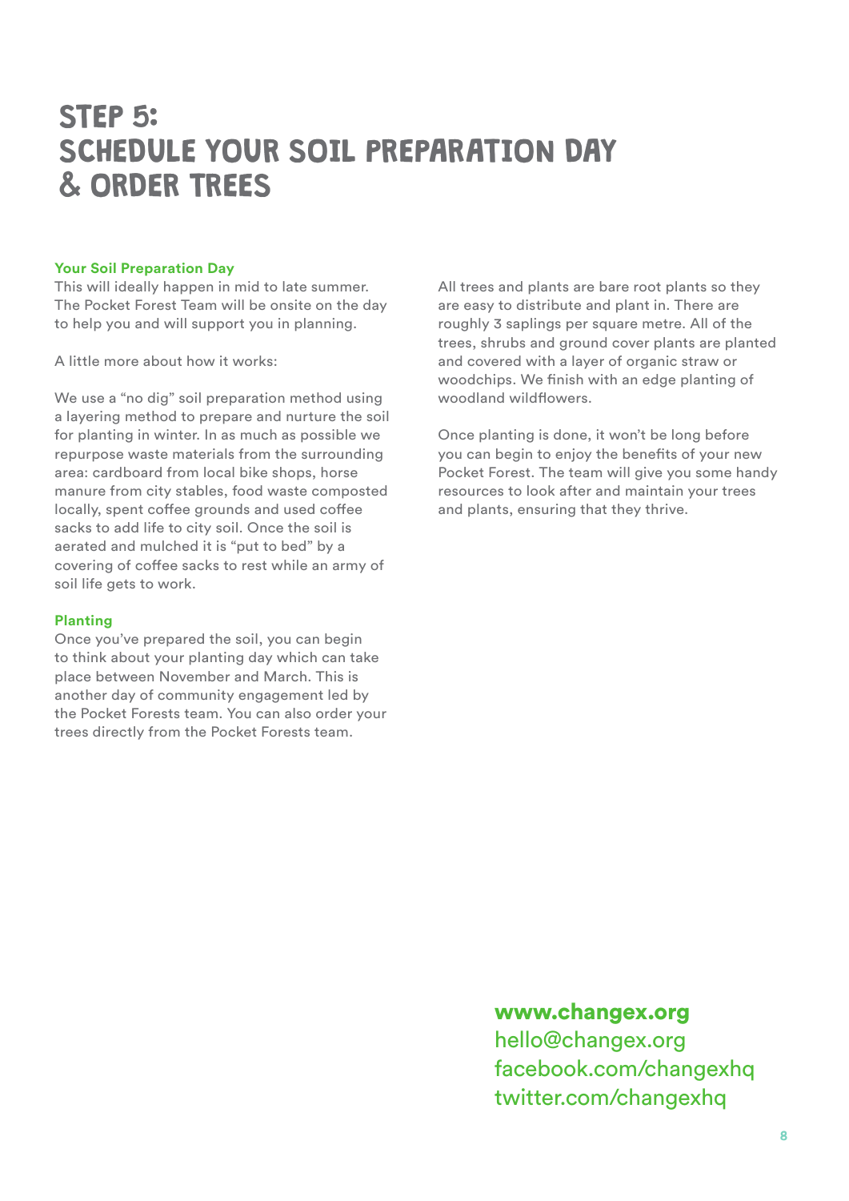# STEP 5: SCHEDULE YOUR SOIL PREPARATION DAY & ORDER TREES

### Your Soil Preparation Day

This will ideally happen in mid to late summer. The Pocket Forest Team will be onsite on the day to help you and will support you in planning.

A little more about how it works:

We use a "no dig" soil preparation method using a layering method to prepare and nurture the soil for planting in winter. In as much as possible we repurpose waste materials from the surrounding area: cardboard from local bike shops, horse manure from city stables, food waste composted locally, spent coffee grounds and used coffee sacks to add life to city soil. Once the soil is aerated and mulched it is "put to bed" by a covering of coffee sacks to rest while an army of soil life gets to work.

### Planting

Once you've prepared the soil, you can begin to think about your planting day which can take place between November and March. This is another day of community engagement led by the Pocket Forests team. You can also order your trees directly from the Pocket Forests team.

All trees and plants are bare root plants so they are easy to distribute and plant in. There are roughly 3 saplings per square metre. All of the trees, shrubs and ground cover plants are planted and covered with a layer of organic straw or woodchips. We finish with an edge planting of woodland wildflowers.

Once planting is done, it won't be long before you can begin to enjoy the benefits of your new Pocket Forest. The team will give you some handy resources to look after and maintain your trees and plants, ensuring that they thrive.

**www.changex.org**
hello@changex.org
facebook.com/changexhq
twitter.com/changexhq